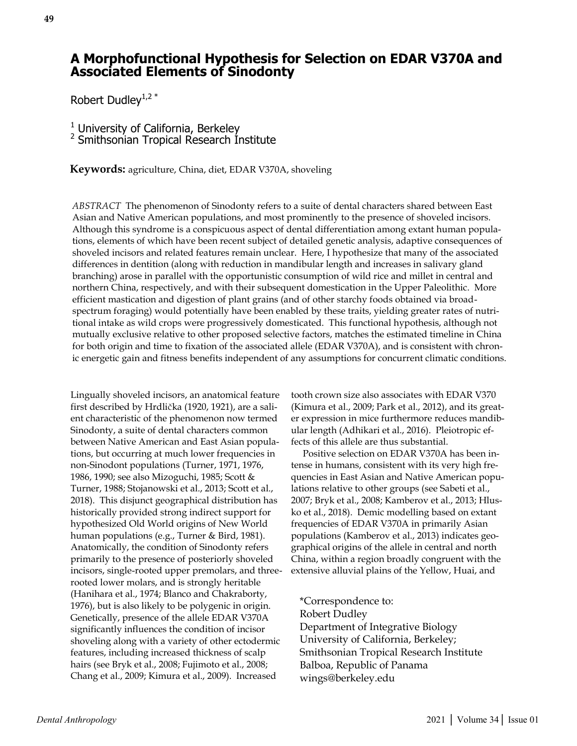# A Morphofunctional Hypothesis for Selection on EDAR V370A and Associated Elements of Sinodonty

Robert Dudley[1,2] *

[1] University of California, Berkeley
[2] Smithsonian Tropical Research Institute

**Keywords:** agriculture, China, diet, EDAR V370A, shoveling

*ABSTRACT* The phenomenon of Sinodonty refers to a suite of dental characters shared between East Asian and Native American populations, and most prominently to the presence of shoveled incisors. Although this syndrome is a conspicuous aspect of dental differentiation among extant human populations, elements of which have been recent subject of detailed genetic analysis, adaptive consequences of shoveled incisors and related features remain unclear. Here, I hypothesize that many of the associated differences in dentition (along with reduction in mandibular length and increases in salivary gland branching) arose in parallel with the opportunistic consumption of wild rice and millet in central and northern China, respectively, and with their subsequent domestication in the Upper Paleolithic. More efficient mastication and digestion of plant grains (and of other starchy foods obtained via broad-spectrum foraging) would potentially have been enabled by these traits, yielding greater rates of nutritional intake as wild crops were progressively domesticated. This functional hypothesis, although not mutually exclusive relative to other proposed selective factors, matches the estimated timeline in China for both origin and time to fixation of the associated allele (EDAR V370A), and is consistent with chronic energetic gain and fitness benefits independent of any assumptions for concurrent climatic conditions.

Lingually shoveled incisors, an anatomical feature first described by Hrdlička (1920, 1921), are a salient characteristic of the phenomenon now termed Sinodonty, a suite of dental characters common between Native American and East Asian populations, but occurring at much lower frequencies in non-Sinodont populations (Turner, 1971, 1976, 1986, 1990; see also Mizoguchi, 1985; Scott & Turner, 1988; Stojanowski et al., 2013; Scott et al., 2018). This disjunct geographical distribution has historically provided strong indirect support for hypothesized Old World origins of New World human populations (e.g., Turner & Bird, 1981). Anatomically, the condition of Sinodonty refers primarily to the presence of posteriorly shoveled incisors, single-rooted upper premolars, and three-rooted lower molars, and is strongly heritable (Hanihara et al., 1974; Blanco and Chakraborty, 1976), but is also likely to be polygenic in origin. Genetically, presence of the allele EDAR V370A significantly influences the condition of incisor shoveling along with a variety of other ectodermic features, including increased thickness of scalp hairs (see Bryk et al., 2008; Fujimoto et al., 2008; Chang et al., 2009; Kimura et al., 2009). Increased tooth crown size also associates with EDAR V370 (Kimura et al., 2009; Park et al., 2012), and its greater expression in mice furthermore reduces mandibular length (Adhikari et al., 2016). Pleiotropic effects of this allele are thus substantial.

Positive selection on EDAR V370A has been intense in humans, consistent with its very high frequencies in East Asian and Native American populations relative to other groups (see Sabeti et al., 2007; Bryk et al., 2008; Kamberov et al., 2013; Hlusko et al., 2018). Demic modelling based on extant frequencies of EDAR V370A in primarily Asian populations (Kamberov et al., 2013) indicates geographical origins of the allele in central and north China, within a region broadly congruent with the extensive alluvial plains of the Yellow, Huai, and

*Correspondence to:
Robert Dudley
Department of Integrative Biology
University of California, Berkeley;
Smithsonian Tropical Research Institute
Balboa, Republic of Panama
wings@berkeley.edu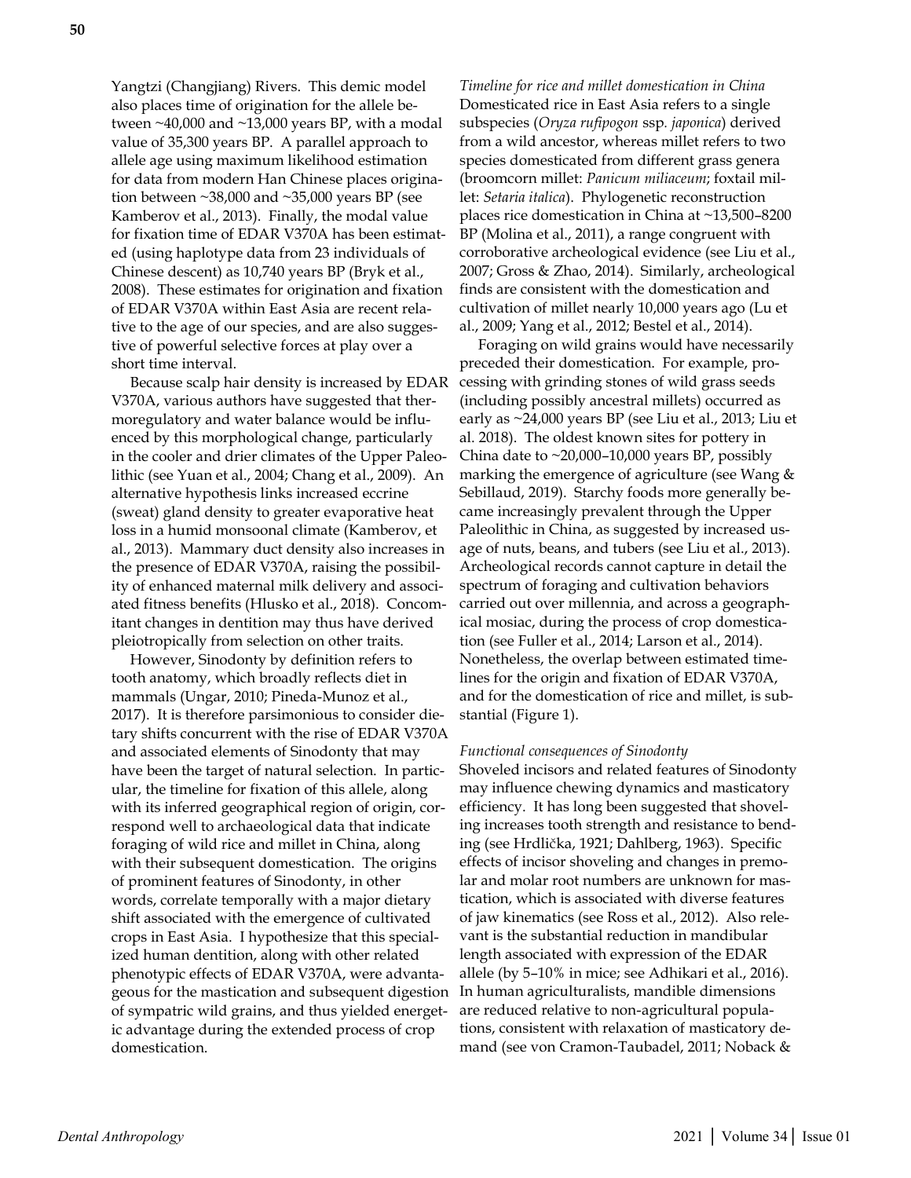Yangtzi (Changjiang) Rivers. This demic model also places time of origination for the allele between ~40,000 and ~13,000 years BP, with a modal value of 35,300 years BP. A parallel approach to allele age using maximum likelihood estimation for data from modern Han Chinese places origination between ~38,000 and ~35,000 years BP (see Kamberov et al., 2013). Finally, the modal value for fixation time of EDAR V370A has been estimated (using haplotype data from 23 individuals of Chinese descent) as 10,740 years BP (Bryk et al., 2008). These estimates for origination and fixation of EDAR V370A within East Asia are recent relative to the age of our species, and are also suggestive of powerful selective forces at play over a short time interval.

Because scalp hair density is increased by EDAR V370A, various authors have suggested that thermoregulatory and water balance would be influenced by this morphological change, particularly in the cooler and drier climates of the Upper Paleolithic (see Yuan et al., 2004; Chang et al., 2009). An alternative hypothesis links increased eccrine (sweat) gland density to greater evaporative heat loss in a humid monsoonal climate (Kamberov, et al., 2013). Mammary duct density also increases in the presence of EDAR V370A, raising the possibility of enhanced maternal milk delivery and associated fitness benefits (Hlusko et al., 2018). Concomitant changes in dentition may thus have derived pleiotropically from selection on other traits.

However, Sinodonty by definition refers to tooth anatomy, which broadly reflects diet in mammals (Ungar, 2010; Pineda-Munoz et al., 2017). It is therefore parsimonious to consider dietary shifts concurrent with the rise of EDAR V370A and associated elements of Sinodonty that may have been the target of natural selection. In particular, the timeline for fixation of this allele, along with its inferred geographical region of origin, correspond well to archaeological data that indicate foraging of wild rice and millet in China, along with their subsequent domestication. The origins of prominent features of Sinodonty, in other words, correlate temporally with a major dietary shift associated with the emergence of cultivated crops in East Asia. I hypothesize that this specialized human dentition, along with other related phenotypic effects of EDAR V370A, were advantageous for the mastication and subsequent digestion of sympatric wild grains, and thus yielded energetic advantage during the extended process of crop domestication.

*Timeline for rice and millet domestication in China*

Domesticated rice in East Asia refers to a single subspecies (*Oryza rufipogon* ssp. *japonica*) derived from a wild ancestor, whereas millet refers to two species domesticated from different grass genera (broomcorn millet: *Panicum miliaceum*; foxtail millet: *Setaria italica*). Phylogenetic reconstruction places rice domestication in China at ~13,500–8200 BP (Molina et al., 2011), a range congruent with corroborative archeological evidence (see Liu et al., 2007; Gross & Zhao, 2014). Similarly, archeological finds are consistent with the domestication and cultivation of millet nearly 10,000 years ago (Lu et al., 2009; Yang et al., 2012; Bestel et al., 2014).

Foraging on wild grains would have necessarily preceded their domestication. For example, processing with grinding stones of wild grass seeds (including possibly ancestral millets) occurred as early as ~24,000 years BP (see Liu et al., 2013; Liu et al. 2018). The oldest known sites for pottery in China date to ~20,000–10,000 years BP, possibly marking the emergence of agriculture (see Wang & Sebillaud, 2019). Starchy foods more generally became increasingly prevalent through the Upper Paleolithic in China, as suggested by increased usage of nuts, beans, and tubers (see Liu et al., 2013). Archeological records cannot capture in detail the spectrum of foraging and cultivation behaviors carried out over millennia, and across a geographical mosiac, during the process of crop domestication (see Fuller et al., 2014; Larson et al., 2014). Nonetheless, the overlap between estimated timelines for the origin and fixation of EDAR V370A, and for the domestication of rice and millet, is substantial (Figure 1).

*Functional consequences of Sinodonty*

Shoveled incisors and related features of Sinodonty may influence chewing dynamics and masticatory efficiency. It has long been suggested that shoveling increases tooth strength and resistance to bending (see Hrdlička, 1921; Dahlberg, 1963). Specific effects of incisor shoveling and changes in premolar and molar root numbers are unknown for mastication, which is associated with diverse features of jaw kinematics (see Ross et al., 2012). Also relevant is the substantial reduction in mandibular length associated with expression of the EDAR allele (by 5–10% in mice; see Adhikari et al., 2016). In human agriculturalists, mandible dimensions are reduced relative to non-agricultural populations, consistent with relaxation of masticatory demand (see von Cramon-Taubadel, 2011; Noback &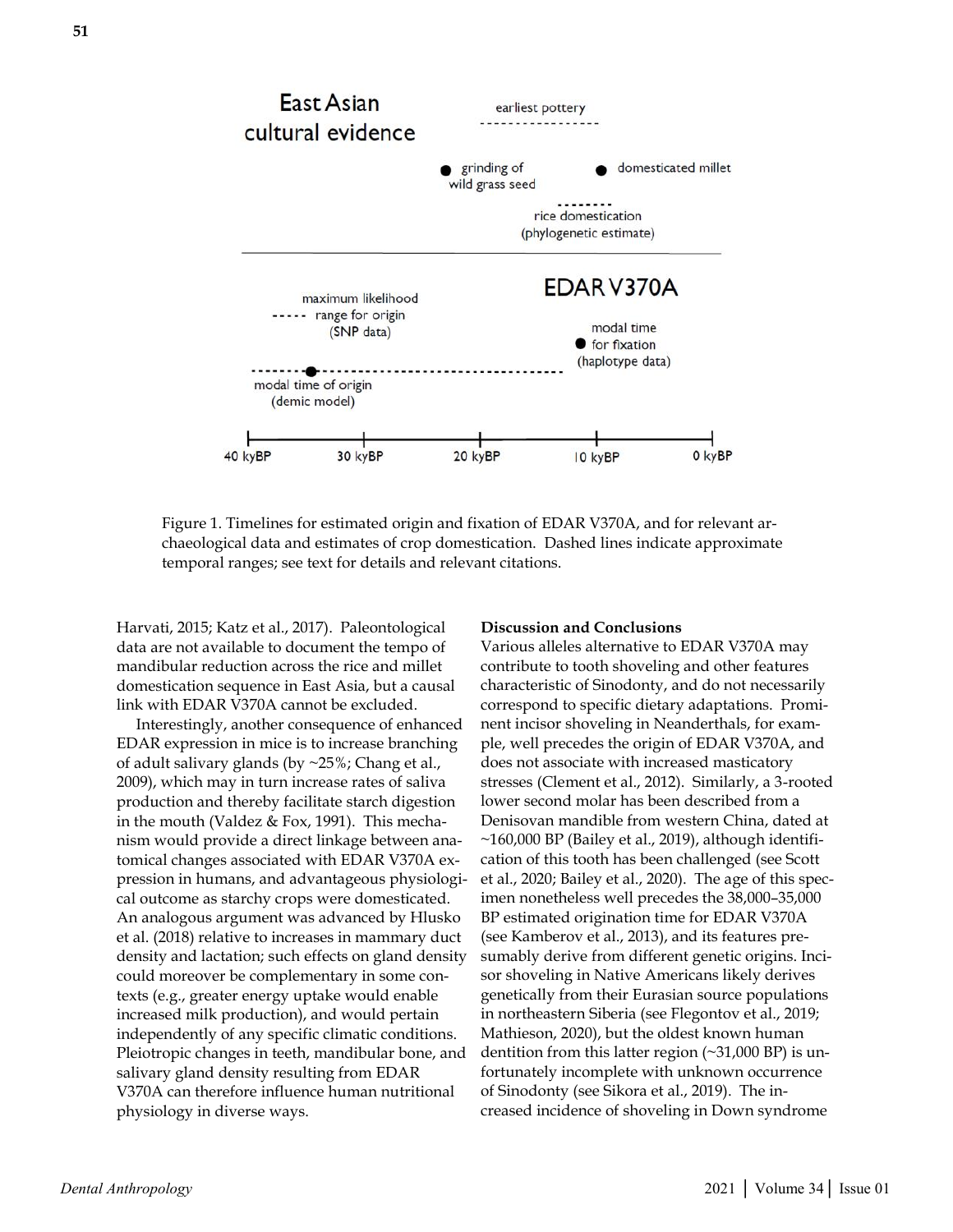Figure 1. Timelines for estimated origin and fixation of EDAR V370A, and for relevant archaeological data and estimates of crop domestication. Dashed lines indicate approximate temporal ranges; see text for details and relevant citations.

Harvati, 2015; Katz et al., 2017). Paleontological data are not available to document the tempo of mandibular reduction across the rice and millet domestication sequence in East Asia, but a causal link with EDAR V370A cannot be excluded.

Interestingly, another consequence of enhanced EDAR expression in mice is to increase branching of adult salivary glands (by ~25%; Chang et al., 2009), which may in turn increase rates of saliva production and thereby facilitate starch digestion in the mouth (Valdez & Fox, 1991). This mechanism would provide a direct linkage between anatomical changes associated with EDAR V370A expression in humans, and advantageous physiological outcome as starchy crops were domesticated. An analogous argument was advanced by Hlusko et al. (2018) relative to increases in mammary duct density and lactation; such effects on gland density could moreover be complementary in some contexts (e.g., greater energy uptake would enable increased milk production), and would pertain independently of any specific climatic conditions. Pleiotropic changes in teeth, mandibular bone, and salivary gland density resulting from EDAR V370A can therefore influence human nutritional physiology in diverse ways.

**Discussion and Conclusions**

Various alleles alternative to EDAR V370A may contribute to tooth shoveling and other features characteristic of Sinodonty, and do not necessarily correspond to specific dietary adaptations. Prominent incisor shoveling in Neanderthals, for example, well precedes the origin of EDAR V370A, and does not associate with increased masticatory stresses (Clement et al., 2012). Similarly, a 3-rooted lower second molar has been described from a Denisovan mandible from western China, dated at ~160,000 BP (Bailey et al., 2019), although identification of this tooth has been challenged (see Scott et al., 2020; Bailey et al., 2020). The age of this specimen nonetheless well precedes the 38,000–35,000 BP estimated origination time for EDAR V370A (see Kamberov et al., 2013), and its features presumably derive from different genetic origins. Incisor shoveling in Native Americans likely derives genetically from their Eurasian source populations in northeastern Siberia (see Flegontov et al., 2019; Mathieson, 2020), but the oldest known human dentition from this latter region (~31,000 BP) is unfortunately incomplete with unknown occurrence of Sinodonty (see Sikora et al., 2019). The increased incidence of shoveling in Down syndrome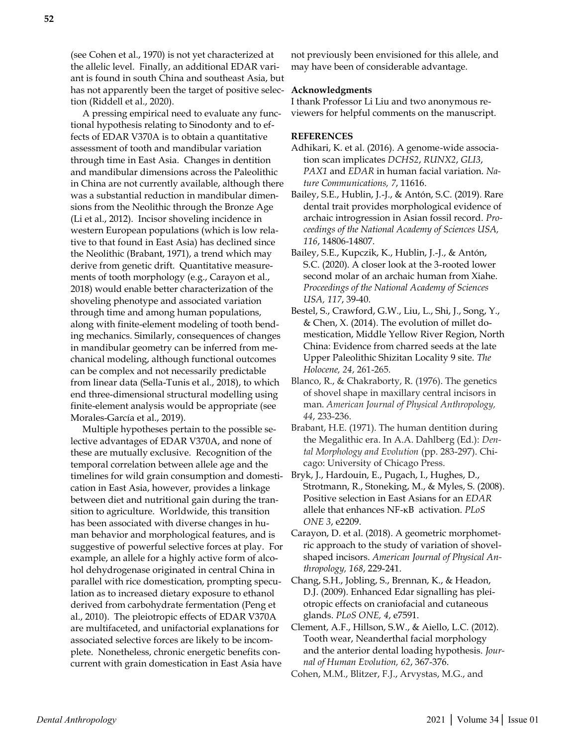(see Cohen et al., 1970) is not yet characterized at the allelic level. Finally, an additional EDAR variant is found in south China and southeast Asia, but has not apparently been the target of positive selection (Riddell et al., 2020).

A pressing empirical need to evaluate any functional hypothesis relating to Sinodonty and to effects of EDAR V370A is to obtain a quantitative assessment of tooth and mandibular variation through time in East Asia. Changes in dentition and mandibular dimensions across the Paleolithic in China are not currently available, although there was a substantial reduction in mandibular dimensions from the Neolithic through the Bronze Age (Li et al., 2012). Incisor shoveling incidence in western European populations (which is low relative to that found in East Asia) has declined since the Neolithic (Brabant, 1971), a trend which may derive from genetic drift. Quantitative measurements of tooth morphology (e.g., Carayon et al., 2018) would enable better characterization of the shoveling phenotype and associated variation through time and among human populations, along with finite-element modeling of tooth bending mechanics. Similarly, consequences of changes in mandibular geometry can be inferred from mechanical modeling, although functional outcomes can be complex and not necessarily predictable from linear data (Sella-Tunis et al., 2018), to which end three-dimensional structural modelling using finite-element analysis would be appropriate (see Morales-García et al., 2019).

Multiple hypotheses pertain to the possible selective advantages of EDAR V370A, and none of these are mutually exclusive. Recognition of the temporal correlation between allele age and the timelines for wild grain consumption and domestication in East Asia, however, provides a linkage between diet and nutritional gain during the transition to agriculture. Worldwide, this transition has been associated with diverse changes in human behavior and morphological features, and is suggestive of powerful selective forces at play. For example, an allele for a highly active form of alcohol dehydrogenase originated in central China in parallel with rice domestication, prompting speculation as to increased dietary exposure to ethanol derived from carbohydrate fermentation (Peng et al., 2010). The pleiotropic effects of EDAR V370A are multifaceted, and unifactorial explanations for associated selective forces are likely to be incomplete. Nonetheless, chronic energetic benefits concurrent with grain domestication in East Asia have not previously been envisioned for this allele, and may have been of considerable advantage.

**Acknowledgments**

I thank Professor Li Liu and two anonymous reviewers for helpful comments on the manuscript.

**REFERENCES**

Adhikari, K. et al. (2016). A genome-wide association scan implicates *DCHS2*, *RUNX2*, *GLI3*, *PAX1* and *EDAR* in human facial variation. *Nature Communications, 7*, 11616.

Bailey, S.E., Hublin, J.-J., & Antón, S.C. (2019). Rare dental trait provides morphological evidence of archaic introgression in Asian fossil record. *Proceedings of the National Academy of Sciences USA, 116*, 14806-14807.

Bailey, S.E., Kupczik, K., Hublin, J.-J., & Antón, S.C. (2020). A closer look at the 3-rooted lower second molar of an archaic human from Xiahe. *Proceedings of the National Academy of Sciences USA, 117*, 39-40.

Bestel, S., Crawford, G.W., Liu, L., Shi, J., Song, Y., & Chen, X. (2014). The evolution of millet domestication, Middle Yellow River Region, North China: Evidence from charred seeds at the late Upper Paleolithic Shizitan Locality 9 site. *The Holocene, 24*, 261-265.

Blanco, R., & Chakraborty, R. (1976). The genetics of shovel shape in maxillary central incisors in man. *American Journal of Physical Anthropology, 44*, 233-236.

Brabant, H.E. (1971). The human dentition during the Megalithic era. In A.A. Dahlberg (Ed.): *Dental Morphology and Evolution* (pp. 283-297). Chicago: University of Chicago Press.

Bryk, J., Hardouin, E., Pugach, I., Hughes, D., Strotmann, R., Stoneking, M., & Myles, S. (2008). Positive selection in East Asians for an *EDAR* allele that enhances NF-κB activation. *PLoS ONE 3*, e2209.

Carayon, D. et al. (2018). A geometric morphometric approach to the study of variation of shovel-shaped incisors. *American Journal of Physical Anthropology, 168*, 229-241.

Chang, S.H., Jobling, S., Brennan, K., & Headon, D.J. (2009). Enhanced Edar signalling has pleiotropic effects on craniofacial and cutaneous glands. *PLoS ONE, 4*, e7591.

Clement, A.F., Hillson, S.W., & Aiello, L.C. (2012). Tooth wear, Neanderthal facial morphology and the anterior dental loading hypothesis. *Journal of Human Evolution, 62*, 367-376.

Cohen, M.M., Blitzer, F.J., Arvystas, M.G., and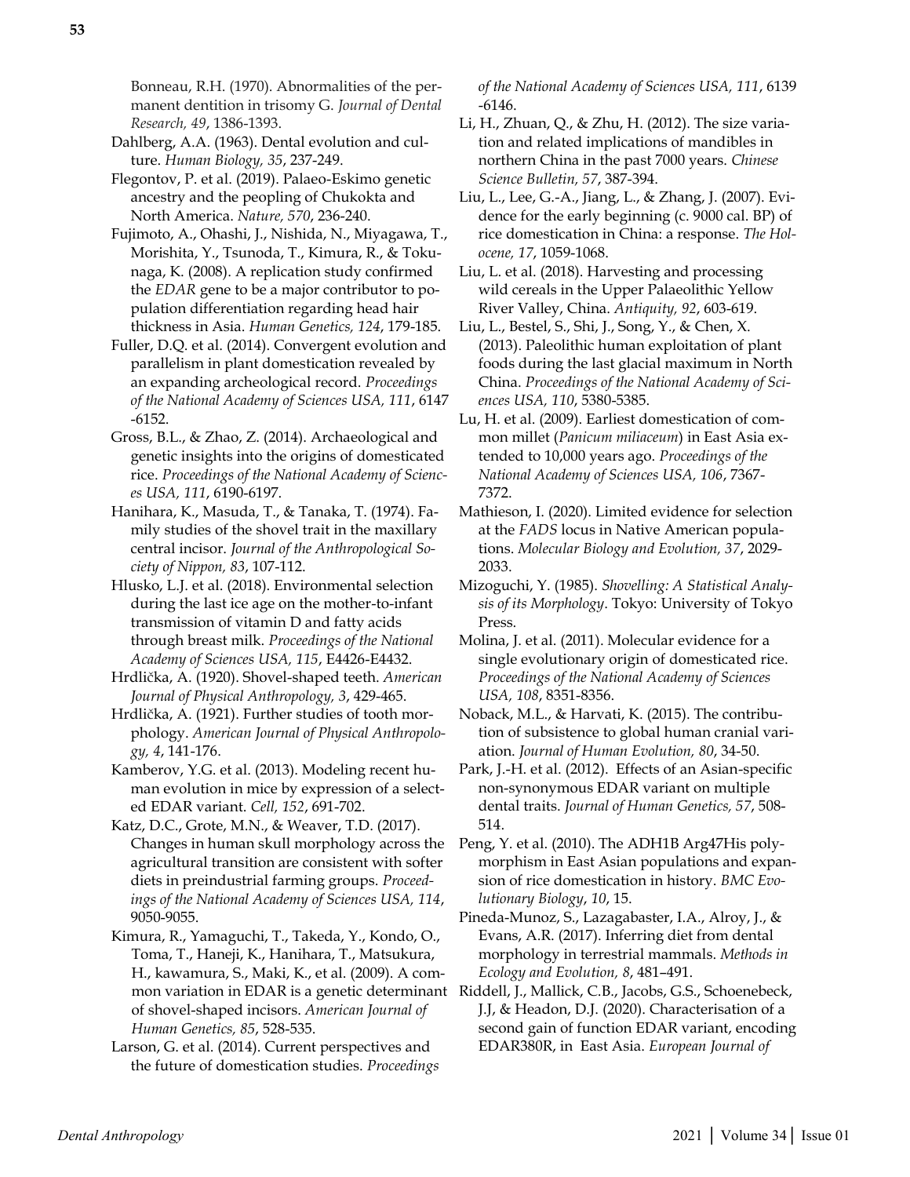Bonneau, R.H. (1970). Abnormalities of the permanent dentition in trisomy G. *Journal of Dental Research, 49*, 1386-1393.

Dahlberg, A.A. (1963). Dental evolution and culture. *Human Biology, 35*, 237-249.

Flegontov, P. et al. (2019). Palaeo-Eskimo genetic ancestry and the peopling of Chukokta and North America. *Nature, 570*, 236-240.

Fujimoto, A., Ohashi, J., Nishida, N., Miyagawa, T., Morishita, Y., Tsunoda, T., Kimura, R., & Tokunaga, K. (2008). A replication study confirmed the *EDAR* gene to be a major contributor to population differentiation regarding head hair thickness in Asia. *Human Genetics, 124*, 179-185.

Fuller, D.Q. et al. (2014). Convergent evolution and parallelism in plant domestication revealed by an expanding archeological record. *Proceedings of the National Academy of Sciences USA, 111*, 6147-6152.

Gross, B.L., & Zhao, Z. (2014). Archaeological and genetic insights into the origins of domesticated rice. *Proceedings of the National Academy of Sciences USA, 111*, 6190-6197.

Hanihara, K., Masuda, T., & Tanaka, T. (1974). Family studies of the shovel trait in the maxillary central incisor. *Journal of the Anthropological Society of Nippon, 83*, 107-112.

Hlusko, L.J. et al. (2018). Environmental selection during the last ice age on the mother-to-infant transmission of vitamin D and fatty acids through breast milk. *Proceedings of the National Academy of Sciences USA, 115*, E4426-E4432.

Hrdlička, A. (1920). Shovel-shaped teeth. *American Journal of Physical Anthropology, 3*, 429-465.

Hrdlička, A. (1921). Further studies of tooth morphology. *American Journal of Physical Anthropology, 4*, 141-176.

Kamberov, Y.G. et al. (2013). Modeling recent human evolution in mice by expression of a selected EDAR variant. *Cell, 152*, 691-702.

Katz, D.C., Grote, M.N., & Weaver, T.D. (2017). Changes in human skull morphology across the agricultural transition are consistent with softer diets in preindustrial farming groups. *Proceedings of the National Academy of Sciences USA, 114*, 9050-9055.

Kimura, R., Yamaguchi, T., Takeda, Y., Kondo, O., Toma, T., Haneji, K., Hanihara, T., Matsukura, H., kawamura, S., Maki, K., et al. (2009). A common variation in EDAR is a genetic determinant of shovel-shaped incisors. *American Journal of Human Genetics, 85*, 528-535.

Larson, G. et al. (2014). Current perspectives and the future of domestication studies. *Proceedings of the National Academy of Sciences USA, 111*, 6139-6146.

Li, H., Zhuan, Q., & Zhu, H. (2012). The size variation and related implications of mandibles in northern China in the past 7000 years. *Chinese Science Bulletin, 57*, 387-394.

Liu, L., Lee, G.-A., Jiang, L., & Zhang, J. (2007). Evidence for the early beginning (c. 9000 cal. BP) of rice domestication in China: a response. *The Holocene, 17*, 1059-1068.

Liu, L. et al. (2018). Harvesting and processing wild cereals in the Upper Palaeolithic Yellow River Valley, China. *Antiquity, 92*, 603-619.

Liu, L., Bestel, S., Shi, J., Song, Y., & Chen, X. (2013). Paleolithic human exploitation of plant foods during the last glacial maximum in North China. *Proceedings of the National Academy of Sciences USA, 110*, 5380-5385.

Lu, H. et al. (2009). Earliest domestication of common millet (*Panicum miliaceum*) in East Asia extended to 10,000 years ago. *Proceedings of the National Academy of Sciences USA, 106*, 7367-7372.

Mathieson, I. (2020). Limited evidence for selection at the *FADS* locus in Native American populations. *Molecular Biology and Evolution, 37*, 2029-2033.

Mizoguchi, Y. (1985). *Shovelling: A Statistical Analysis of its Morphology*. Tokyo: University of Tokyo Press.

Molina, J. et al. (2011). Molecular evidence for a single evolutionary origin of domesticated rice. *Proceedings of the National Academy of Sciences USA, 108*, 8351-8356.

Noback, M.L., & Harvati, K. (2015). The contribution of subsistence to global human cranial variation. *Journal of Human Evolution, 80*, 34-50.

Park, J.-H. et al. (2012). Effects of an Asian-specific non-synonymous EDAR variant on multiple dental traits. *Journal of Human Genetics, 57*, 508-514.

Peng, Y. et al. (2010). The ADH1B Arg47His polymorphism in East Asian populations and expansion of rice domestication in history. *BMC Evolutionary Biology*, *10*, 15.

Pineda-Munoz, S., Lazagabaster, I.A., Alroy, J., & Evans, A.R. (2017). Inferring diet from dental morphology in terrestrial mammals. *Methods in Ecology and Evolution, 8*, 481–491.

Riddell, J., Mallick, C.B., Jacobs, G.S., Schoenebeck, J.J, & Headon, D.J. (2020). Characterisation of a second gain of function EDAR variant, encoding EDAR380R, in East Asia. *European Journal of*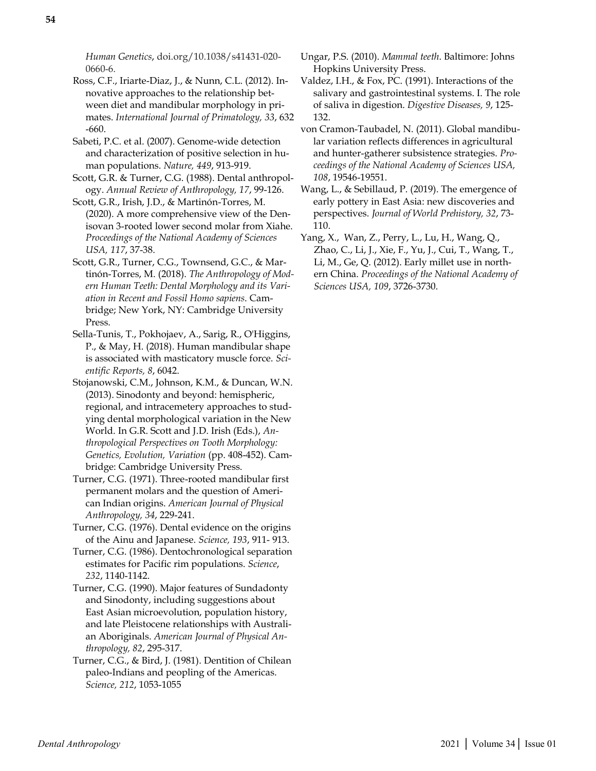*Human Genetics*, doi.org/10.1038/s41431-020-0660-6.

Ross, C.F., Iriarte-Diaz, J., & Nunn, C.L. (2012). Innovative approaches to the relationship between diet and mandibular morphology in primates. *International Journal of Primatology, 33*, 632-660.

Sabeti, P.C. et al. (2007). Genome-wide detection and characterization of positive selection in human populations. *Nature, 449*, 913-919.

Scott, G.R. & Turner, C.G. (1988). Dental anthropology. *Annual Review of Anthropology, 17*, 99-126.

Scott, G.R., Irish, J.D., & Martinón-Torres, M. (2020). A more comprehensive view of the Denisovan 3-rooted lower second molar from Xiahe. *Proceedings of the National Academy of Sciences USA, 117*, 37-38.

Scott, G.R., Turner, C.G., Townsend, G.C., & Martinón-Torres, M. (2018). *The Anthropology of Modern Human Teeth: Dental Morphology and its Variation in Recent and Fossil Homo sapiens*. Cambridge; New York, NY: Cambridge University Press.

Sella-Tunis, T., Pokhojaev, A., Sarig, R., O'Higgins, P., & May, H. (2018). Human mandibular shape is associated with masticatory muscle force. *Scientific Reports, 8*, 6042.

Stojanowski, C.M., Johnson, K.M., & Duncan, W.N. (2013). Sinodonty and beyond: hemispheric, regional, and intracemetery approaches to studying dental morphological variation in the New World. In G.R. Scott and J.D. Irish (Eds.), *Anthropological Perspectives on Tooth Morphology: Genetics, Evolution, Variation* (pp. 408-452). Cambridge: Cambridge University Press.

Turner, C.G. (1971). Three-rooted mandibular first permanent molars and the question of American Indian origins. *American Journal of Physical Anthropology, 34*, 229-241.

Turner, C.G. (1976). Dental evidence on the origins of the Ainu and Japanese. *Science, 193*, 911- 913.

Turner, C.G. (1986). Dentochronological separation estimates for Pacific rim populations. *Science*, *232*, 1140-1142.

Turner, C.G. (1990). Major features of Sundadonty and Sinodonty, including suggestions about East Asian microevolution, population history, and late Pleistocene relationships with Australian Aboriginals. *American Journal of Physical Anthropology, 82*, 295-317.

Turner, C.G., & Bird, J. (1981). Dentition of Chilean paleo-Indians and peopling of the Americas. *Science, 212*, 1053-1055

Ungar, P.S. (2010). *Mammal teeth*. Baltimore: Johns Hopkins University Press.

Valdez, I.H., & Fox, PC. (1991). Interactions of the salivary and gastrointestinal systems. I. The role of saliva in digestion. *Digestive Diseases, 9*, 125-132.

von Cramon-Taubadel, N. (2011). Global mandibular variation reflects differences in agricultural and hunter-gatherer subsistence strategies. *Proceedings of the National Academy of Sciences USA, 108*, 19546-19551.

Wang, L., & Sebillaud, P. (2019). The emergence of early pottery in East Asia: new discoveries and perspectives. *Journal of World Prehistory, 32*, 73-110.

Yang, X., Wan, Z., Perry, L., Lu, H., Wang, Q., Zhao, C., Li, J., Xie, F., Yu, J., Cui, T., Wang, T., Li, M., Ge, Q. (2012). Early millet use in northern China. *Proceedings of the National Academy of Sciences USA, 109*, 3726-3730.